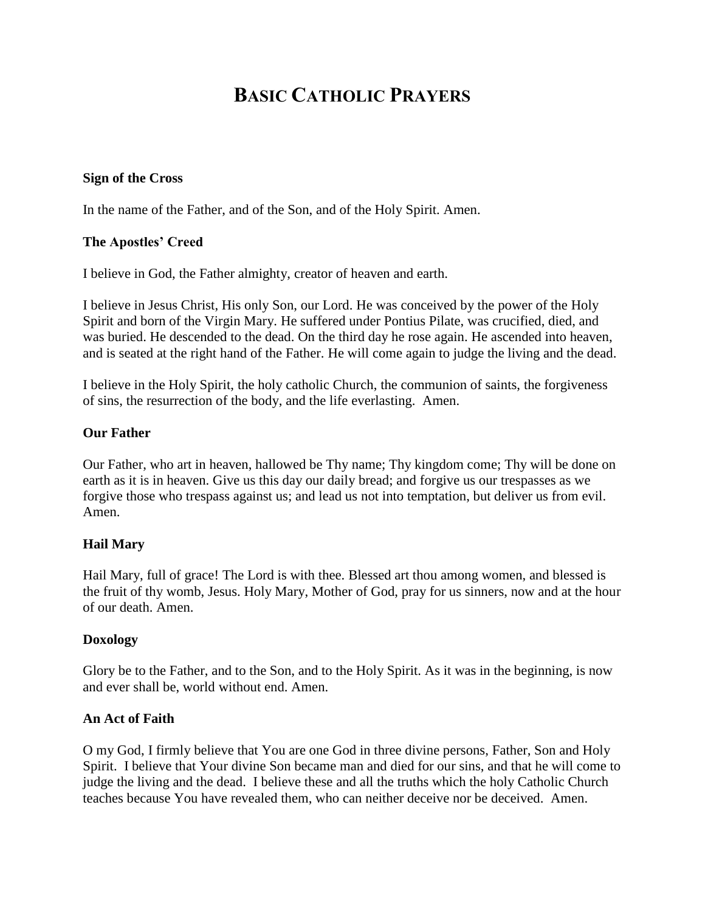# Basic Catholic Prayers

**Sign of the Cross**

In the name of the Father, and of the Son, and of the Holy Spirit. Amen.

**The Apostles' Creed**

I believe in God, the Father almighty, creator of heaven and earth.

I believe in Jesus Christ, His only Son, our Lord. He was conceived by the power of the Holy Spirit and born of the Virgin Mary. He suffered under Pontius Pilate, was crucified, died, and was buried. He descended to the dead. On the third day he rose again. He ascended into heaven, and is seated at the right hand of the Father. He will come again to judge the living and the dead.

I believe in the Holy Spirit, the holy catholic Church, the communion of saints, the forgiveness of sins, the resurrection of the body, and the life everlasting. Amen.

**Our Father**

Our Father, who art in heaven, hallowed be Thy name; Thy kingdom come; Thy will be done on earth as it is in heaven. Give us this day our daily bread; and forgive us our trespasses as we forgive those who trespass against us; and lead us not into temptation, but deliver us from evil. Amen.

**Hail Mary**

Hail Mary, full of grace! The Lord is with thee. Blessed art thou among women, and blessed is the fruit of thy womb, Jesus. Holy Mary, Mother of God, pray for us sinners, now and at the hour of our death. Amen.

**Doxology**

Glory be to the Father, and to the Son, and to the Holy Spirit. As it was in the beginning, is now and ever shall be, world without end. Amen.

**An Act of Faith**

O my God, I firmly believe that You are one God in three divine persons, Father, Son and Holy Spirit. I believe that Your divine Son became man and died for our sins, and that he will come to judge the living and the dead. I believe these and all the truths which the holy Catholic Church teaches because You have revealed them, who can neither deceive nor be deceived. Amen.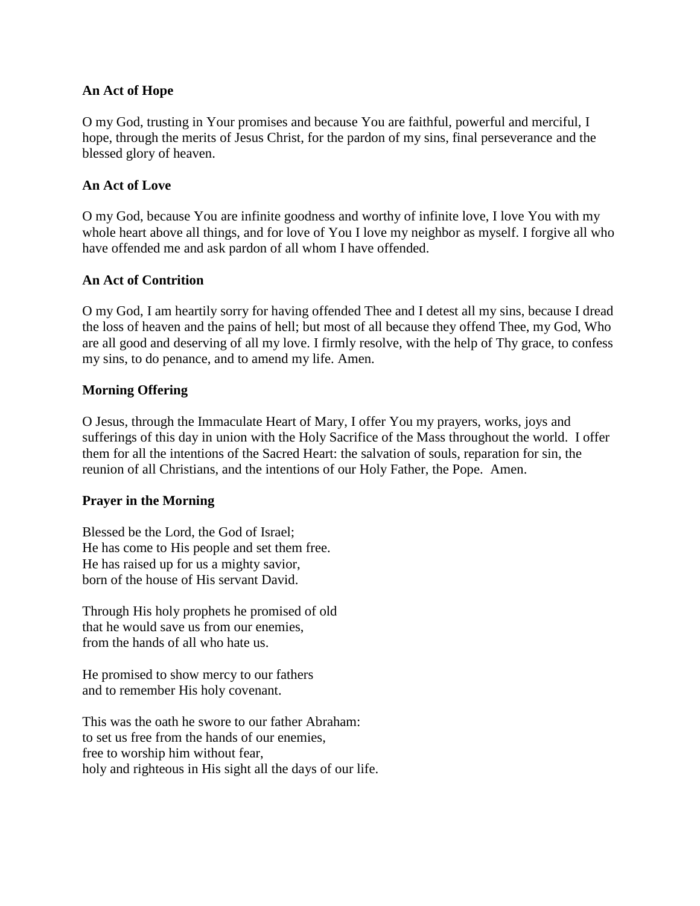**An Act of Hope**

O my God, trusting in Your promises and because You are faithful, powerful and merciful, I hope, through the merits of Jesus Christ, for the pardon of my sins, final perseverance and the blessed glory of heaven.

**An Act of Love**

O my God, because You are infinite goodness and worthy of infinite love, I love You with my whole heart above all things, and for love of You I love my neighbor as myself. I forgive all who have offended me and ask pardon of all whom I have offended.

**An Act of Contrition**

O my God, I am heartily sorry for having offended Thee and I detest all my sins, because I dread the loss of heaven and the pains of hell; but most of all because they offend Thee, my God, Who are all good and deserving of all my love. I firmly resolve, with the help of Thy grace, to confess my sins, to do penance, and to amend my life. Amen.

**Morning Offering**

O Jesus, through the Immaculate Heart of Mary, I offer You my prayers, works, joys and sufferings of this day in union with the Holy Sacrifice of the Mass throughout the world. I offer them for all the intentions of the Sacred Heart: the salvation of souls, reparation for sin, the reunion of all Christians, and the intentions of our Holy Father, the Pope. Amen.

**Prayer in the Morning**

Blessed be the Lord, the God of Israel;
He has come to His people and set them free.
He has raised up for us a mighty savior,
born of the house of His servant David.

Through His holy prophets he promised of old
that he would save us from our enemies,
from the hands of all who hate us.

He promised to show mercy to our fathers
and to remember His holy covenant.

This was the oath he swore to our father Abraham:
to set us free from the hands of our enemies,
free to worship him without fear,
holy and righteous in His sight all the days of our life.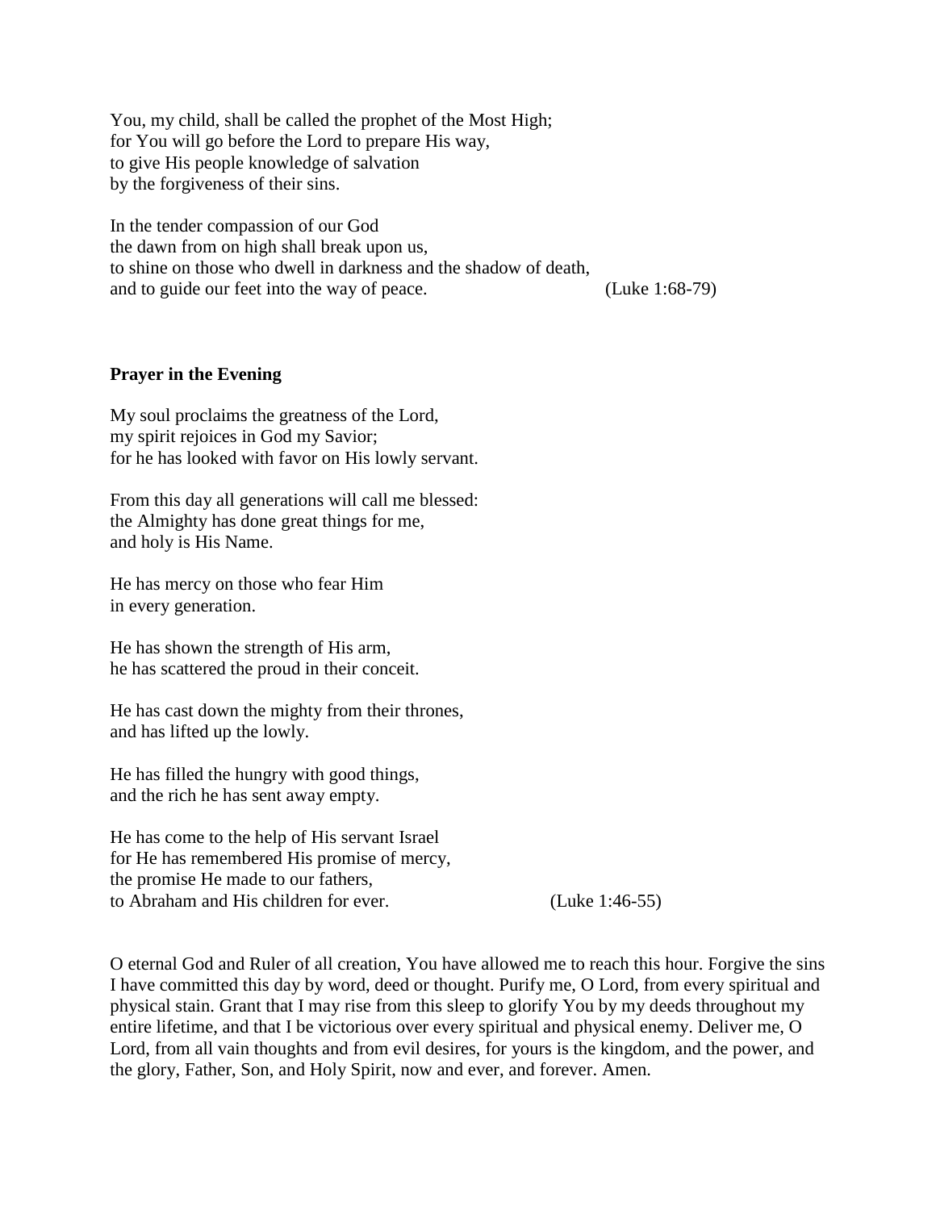You, my child, shall be called the prophet of the Most High;
for You will go before the Lord to prepare His way,
to give His people knowledge of salvation
by the forgiveness of their sins.

In the tender compassion of our God
the dawn from on high shall break upon us,
to shine on those who dwell in darkness and the shadow of death,
and to guide our feet into the way of peace. (Luke 1:68-79)

**Prayer in the Evening**

My soul proclaims the greatness of the Lord,
my spirit rejoices in God my Savior;
for he has looked with favor on His lowly servant.

From this day all generations will call me blessed:
the Almighty has done great things for me,
and holy is His Name.

He has mercy on those who fear Him
in every generation.

He has shown the strength of His arm,
he has scattered the proud in their conceit.

He has cast down the mighty from their thrones,
and has lifted up the lowly.

He has filled the hungry with good things,
and the rich he has sent away empty.

He has come to the help of His servant Israel
for He has remembered His promise of mercy,
the promise He made to our fathers,
to Abraham and His children for ever. (Luke 1:46-55)

O eternal God and Ruler of all creation, You have allowed me to reach this hour. Forgive the sins I have committed this day by word, deed or thought. Purify me, O Lord, from every spiritual and physical stain. Grant that I may rise from this sleep to glorify You by my deeds throughout my entire lifetime, and that I be victorious over every spiritual and physical enemy. Deliver me, O Lord, from all vain thoughts and from evil desires, for yours is the kingdom, and the power, and the glory, Father, Son, and Holy Spirit, now and ever, and forever. Amen.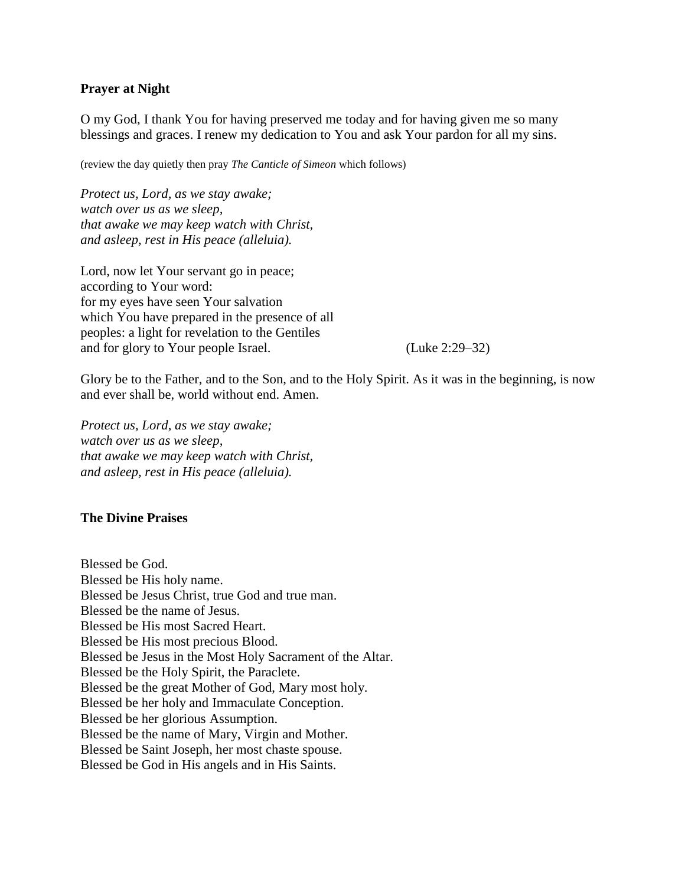**Prayer at Night**

O my God, I thank You for having preserved me today and for having given me so many blessings and graces. I renew my dedication to You and ask Your pardon for all my sins.

(review the day quietly then pray *The Canticle of Simeon* which follows)

*Protect us, Lord, as we stay awake;*
*watch over us as we sleep,*
*that awake we may keep watch with Christ,*
*and asleep, rest in His peace (alleluia).*

Lord, now let Your servant go in peace;
according to Your word:
for my eyes have seen Your salvation
which You have prepared in the presence of all
peoples: a light for revelation to the Gentiles
and for glory to Your people Israel. (Luke 2:29–32)

Glory be to the Father, and to the Son, and to the Holy Spirit. As it was in the beginning, is now and ever shall be, world without end. Amen.

*Protect us, Lord, as we stay awake;*
*watch over us as we sleep,*
*that awake we may keep watch with Christ,*
*and asleep, rest in His peace (alleluia).*

**The Divine Praises**

Blessed be God.
Blessed be His holy name.
Blessed be Jesus Christ, true God and true man.
Blessed be the name of Jesus.
Blessed be His most Sacred Heart.
Blessed be His most precious Blood.
Blessed be Jesus in the Most Holy Sacrament of the Altar.
Blessed be the Holy Spirit, the Paraclete.
Blessed be the great Mother of God, Mary most holy.
Blessed be her holy and Immaculate Conception.
Blessed be her glorious Assumption.
Blessed be the name of Mary, Virgin and Mother.
Blessed be Saint Joseph, her most chaste spouse.
Blessed be God in His angels and in His Saints.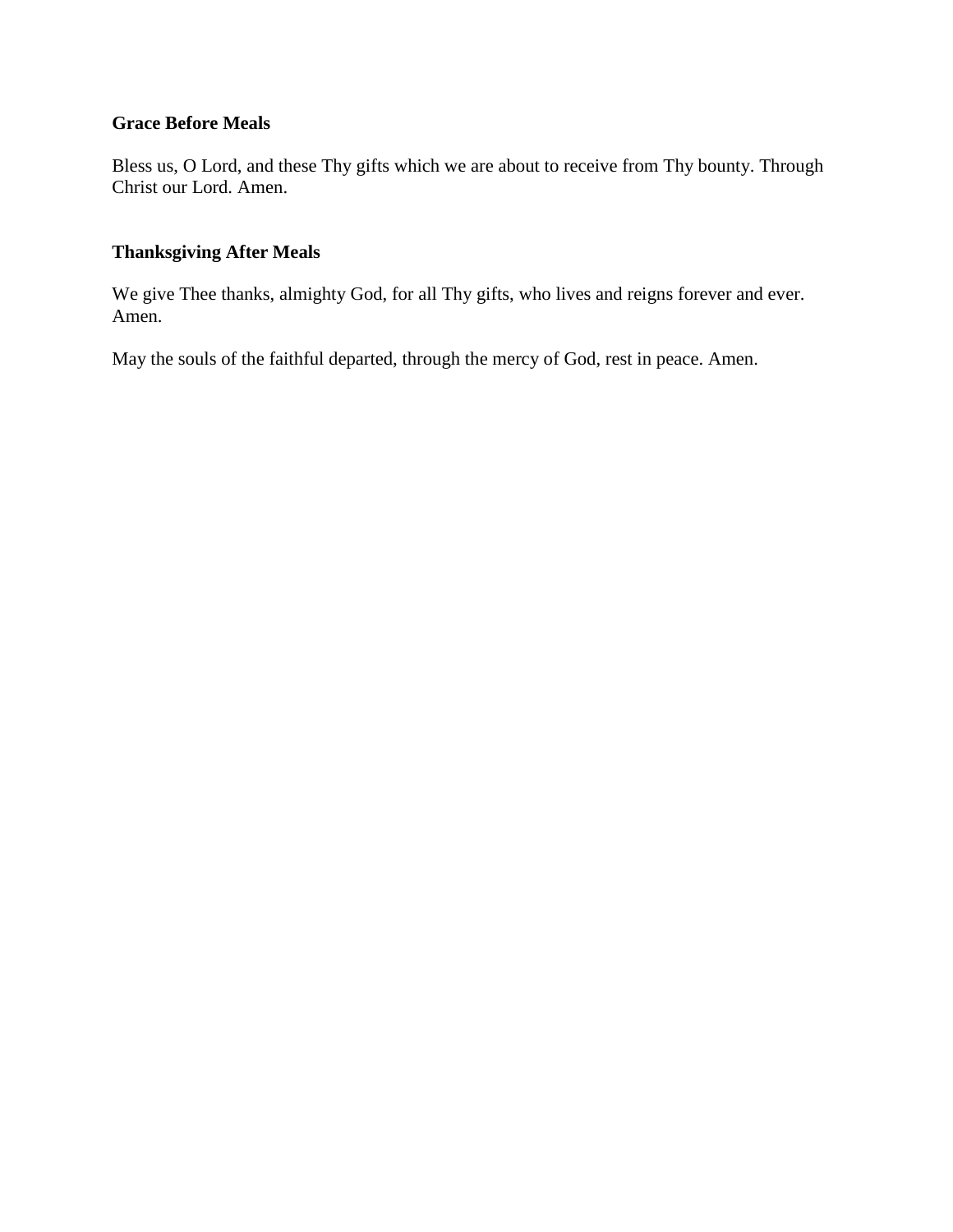**Grace Before Meals**

Bless us, O Lord, and these Thy gifts which we are about to receive from Thy bounty. Through Christ our Lord. Amen.

**Thanksgiving After Meals**

We give Thee thanks, almighty God, for all Thy gifts, who lives and reigns forever and ever. Amen.

May the souls of the faithful departed, through the mercy of God, rest in peace. Amen.